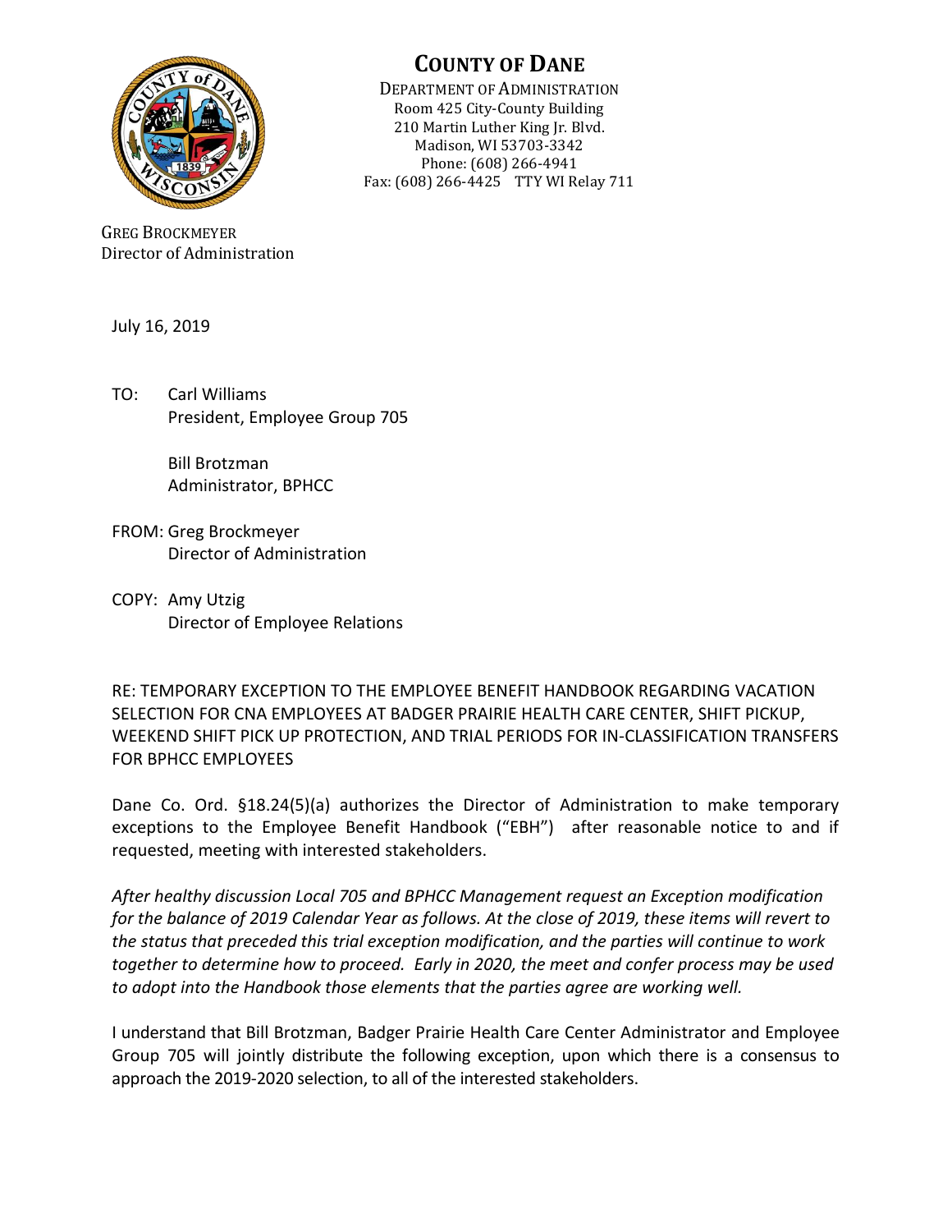# COUNTY OF DANE

DEPARTMENT OF ADMINISTRATION
Room 425 City-County Building
210 Martin Luther King Jr. Blvd.
Madison, WI 53703-3342
Phone: (608) 266-4941
Fax: (608) 266-4425 TTY WI Relay 711

GREG BROCKMEYER
Director of Administration

July 16, 2019

TO: Carl Williams
President, Employee Group 705

Bill Brotzman
Administrator, BPHCC

FROM: Greg Brockmeyer
Director of Administration

COPY: Amy Utzig
Director of Employee Relations

RE: TEMPORARY EXCEPTION TO THE EMPLOYEE BENEFIT HANDBOOK REGARDING VACATION SELECTION FOR CNA EMPLOYEES AT BADGER PRAIRIE HEALTH CARE CENTER, SHIFT PICKUP, WEEKEND SHIFT PICK UP PROTECTION, AND TRIAL PERIODS FOR IN-CLASSIFICATION TRANSFERS FOR BPHCC EMPLOYEES

Dane Co. Ord. §18.24(5)(a) authorizes the Director of Administration to make temporary exceptions to the Employee Benefit Handbook ("EBH") after reasonable notice to and if requested, meeting with interested stakeholders.

*After healthy discussion Local 705 and BPHCC Management request an Exception modification for the balance of 2019 Calendar Year as follows. At the close of 2019, these items will revert to the status that preceded this trial exception modification, and the parties will continue to work together to determine how to proceed. Early in 2020, the meet and confer process may be used to adopt into the Handbook those elements that the parties agree are working well.*

I understand that Bill Brotzman, Badger Prairie Health Care Center Administrator and Employee Group 705 will jointly distribute the following exception, upon which there is a consensus to approach the 2019-2020 selection, to all of the interested stakeholders.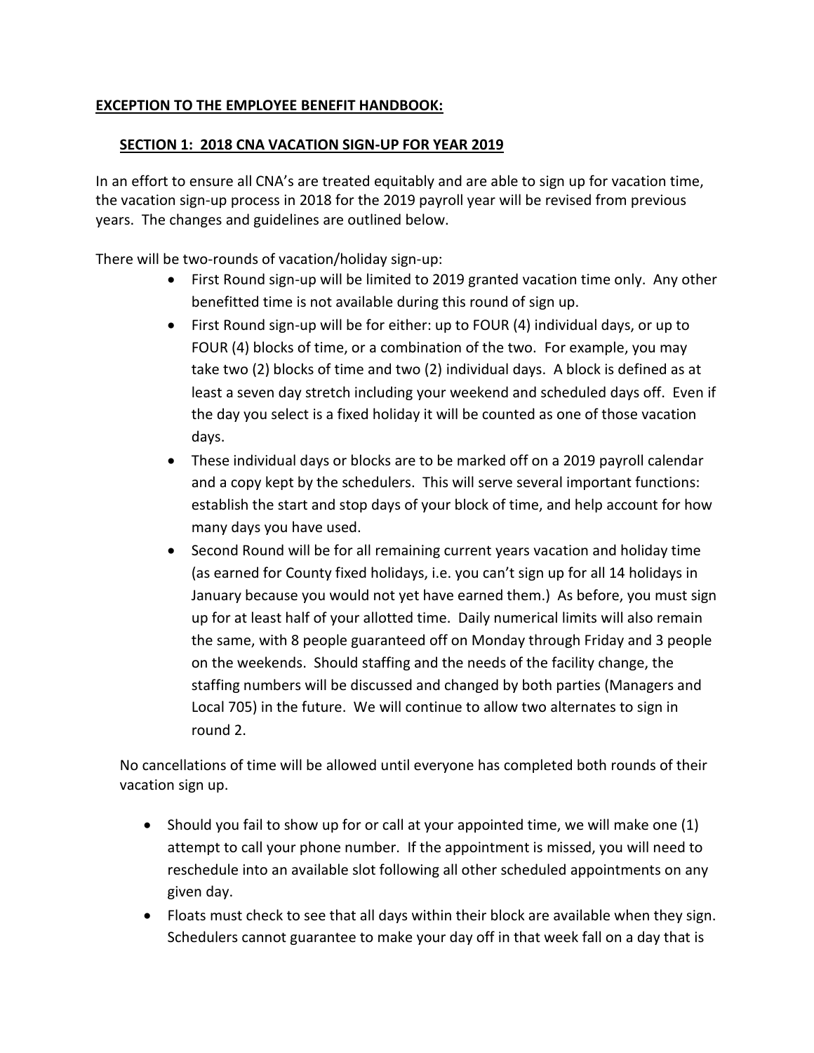**EXCEPTION TO THE EMPLOYEE BENEFIT HANDBOOK:**

**SECTION 1: 2018 CNA VACATION SIGN-UP FOR YEAR 2019**

In an effort to ensure all CNA's are treated equitably and are able to sign up for vacation time, the vacation sign-up process in 2018 for the 2019 payroll year will be revised from previous years. The changes and guidelines are outlined below.

There will be two-rounds of vacation/holiday sign-up:

- First Round sign-up will be limited to 2019 granted vacation time only. Any other benefitted time is not available during this round of sign up.
- First Round sign-up will be for either: up to FOUR (4) individual days, or up to FOUR (4) blocks of time, or a combination of the two. For example, you may take two (2) blocks of time and two (2) individual days. A block is defined as at least a seven day stretch including your weekend and scheduled days off. Even if the day you select is a fixed holiday it will be counted as one of those vacation days.
- These individual days or blocks are to be marked off on a 2019 payroll calendar and a copy kept by the schedulers. This will serve several important functions: establish the start and stop days of your block of time, and help account for how many days you have used.
- Second Round will be for all remaining current years vacation and holiday time (as earned for County fixed holidays, i.e. you can't sign up for all 14 holidays in January because you would not yet have earned them.) As before, you must sign up for at least half of your allotted time. Daily numerical limits will also remain the same, with 8 people guaranteed off on Monday through Friday and 3 people on the weekends. Should staffing and the needs of the facility change, the staffing numbers will be discussed and changed by both parties (Managers and Local 705) in the future. We will continue to allow two alternates to sign in round 2.

No cancellations of time will be allowed until everyone has completed both rounds of their vacation sign up.

- Should you fail to show up for or call at your appointed time, we will make one (1) attempt to call your phone number. If the appointment is missed, you will need to reschedule into an available slot following all other scheduled appointments on any given day.
- Floats must check to see that all days within their block are available when they sign. Schedulers cannot guarantee to make your day off in that week fall on a day that is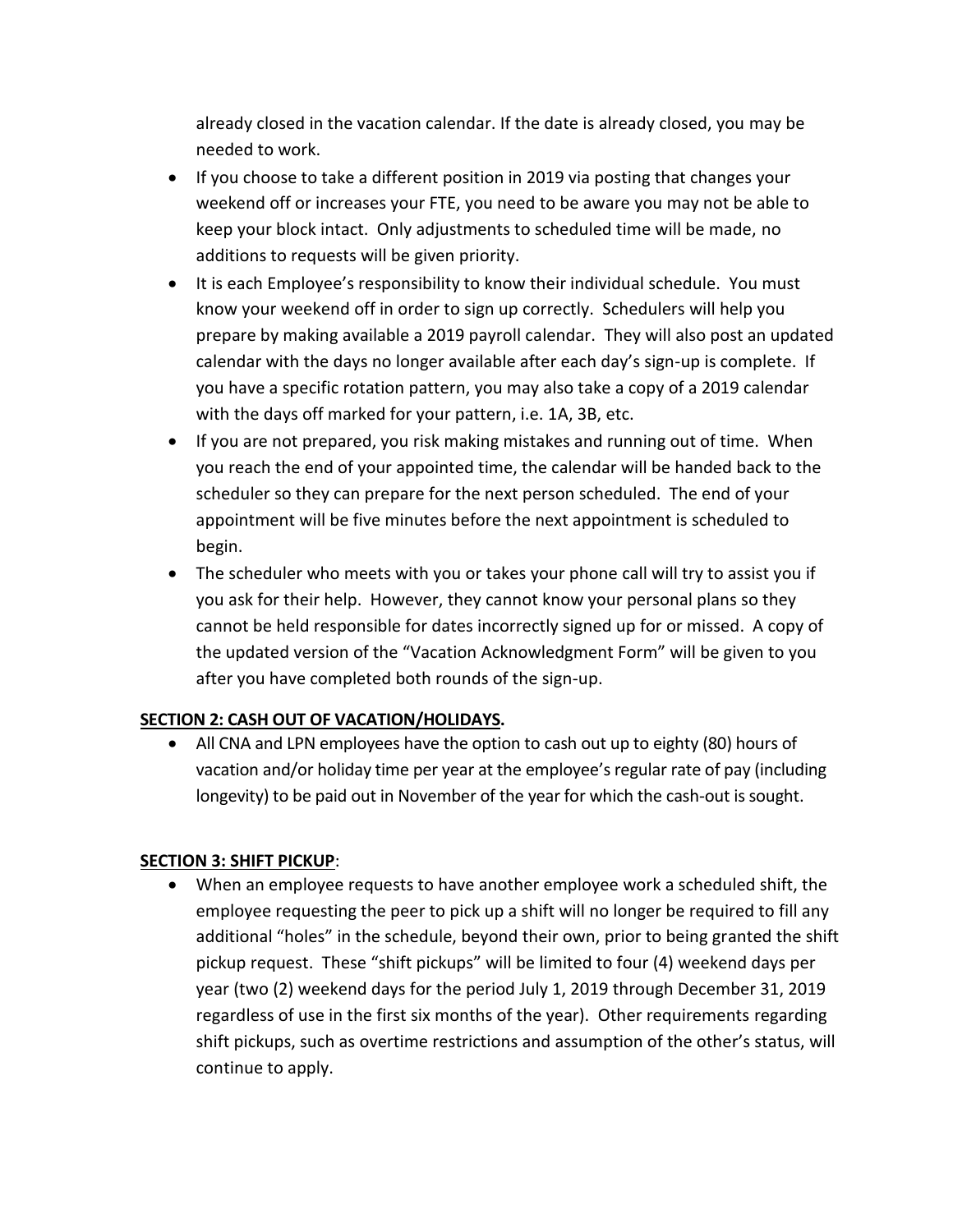already closed in the vacation calendar. If the date is already closed, you may be needed to work.

- If you choose to take a different position in 2019 via posting that changes your weekend off or increases your FTE, you need to be aware you may not be able to keep your block intact. Only adjustments to scheduled time will be made, no additions to requests will be given priority.
- It is each Employee's responsibility to know their individual schedule. You must know your weekend off in order to sign up correctly. Schedulers will help you prepare by making available a 2019 payroll calendar. They will also post an updated calendar with the days no longer available after each day's sign-up is complete. If you have a specific rotation pattern, you may also take a copy of a 2019 calendar with the days off marked for your pattern, i.e. 1A, 3B, etc.
- If you are not prepared, you risk making mistakes and running out of time. When you reach the end of your appointed time, the calendar will be handed back to the scheduler so they can prepare for the next person scheduled. The end of your appointment will be five minutes before the next appointment is scheduled to begin.
- The scheduler who meets with you or takes your phone call will try to assist you if you ask for their help. However, they cannot know your personal plans so they cannot be held responsible for dates incorrectly signed up for or missed. A copy of the updated version of the "Vacation Acknowledgment Form" will be given to you after you have completed both rounds of the sign-up.

**SECTION 2: CASH OUT OF VACATION/HOLIDAYS.**

- All CNA and LPN employees have the option to cash out up to eighty (80) hours of vacation and/or holiday time per year at the employee's regular rate of pay (including longevity) to be paid out in November of the year for which the cash-out is sought.

**SECTION 3: SHIFT PICKUP**:

- When an employee requests to have another employee work a scheduled shift, the employee requesting the peer to pick up a shift will no longer be required to fill any additional "holes" in the schedule, beyond their own, prior to being granted the shift pickup request. These "shift pickups" will be limited to four (4) weekend days per year (two (2) weekend days for the period July 1, 2019 through December 31, 2019 regardless of use in the first six months of the year). Other requirements regarding shift pickups, such as overtime restrictions and assumption of the other's status, will continue to apply.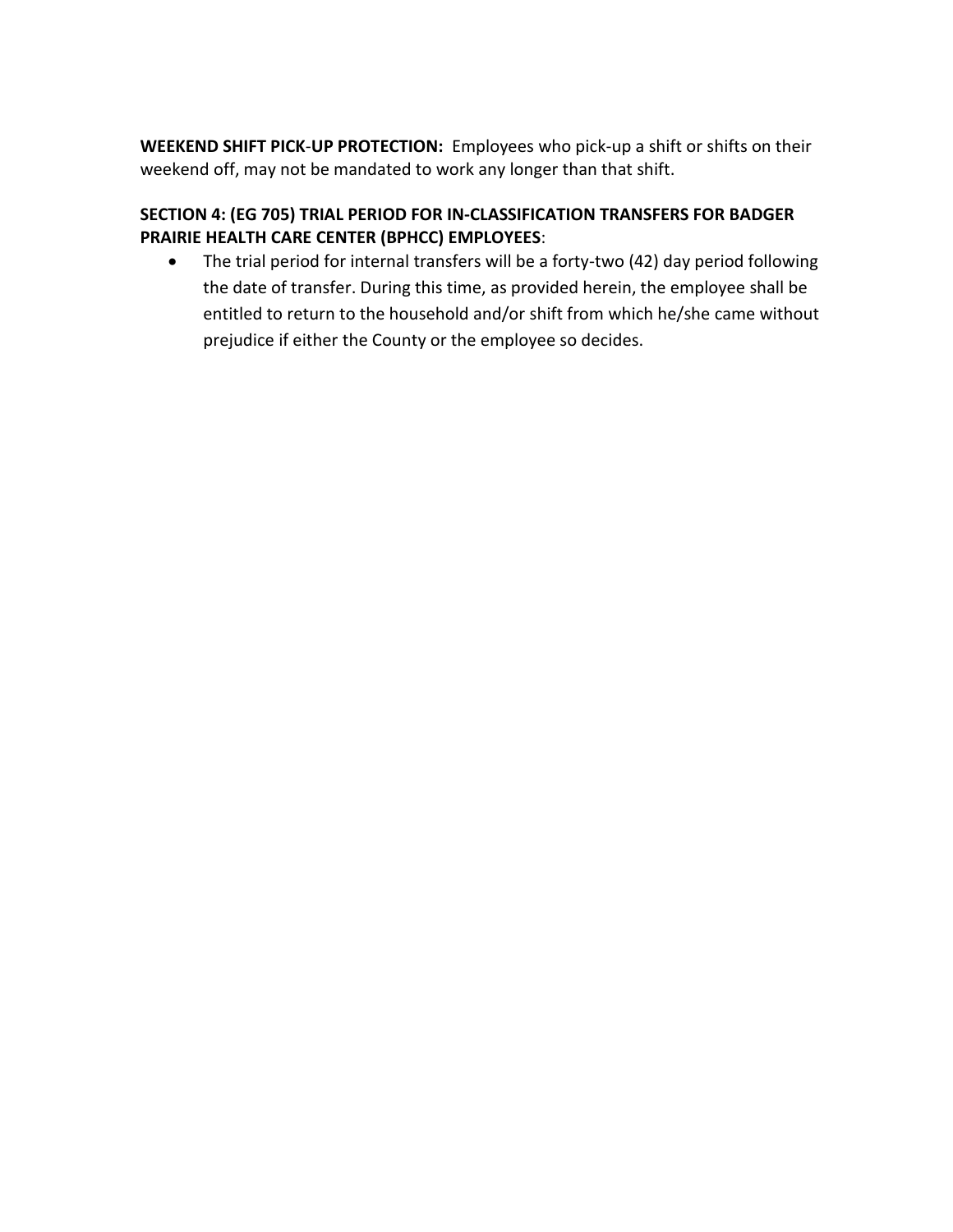**WEEKEND SHIFT PICK-UP PROTECTION:** Employees who pick-up a shift or shifts on their weekend off, may not be mandated to work any longer than that shift.

**SECTION 4: (EG 705) TRIAL PERIOD FOR IN-CLASSIFICATION TRANSFERS FOR BADGER PRAIRIE HEALTH CARE CENTER (BPHCC) EMPLOYEES**:

- The trial period for internal transfers will be a forty-two (42) day period following the date of transfer. During this time, as provided herein, the employee shall be entitled to return to the household and/or shift from which he/she came without prejudice if either the County or the employee so decides.